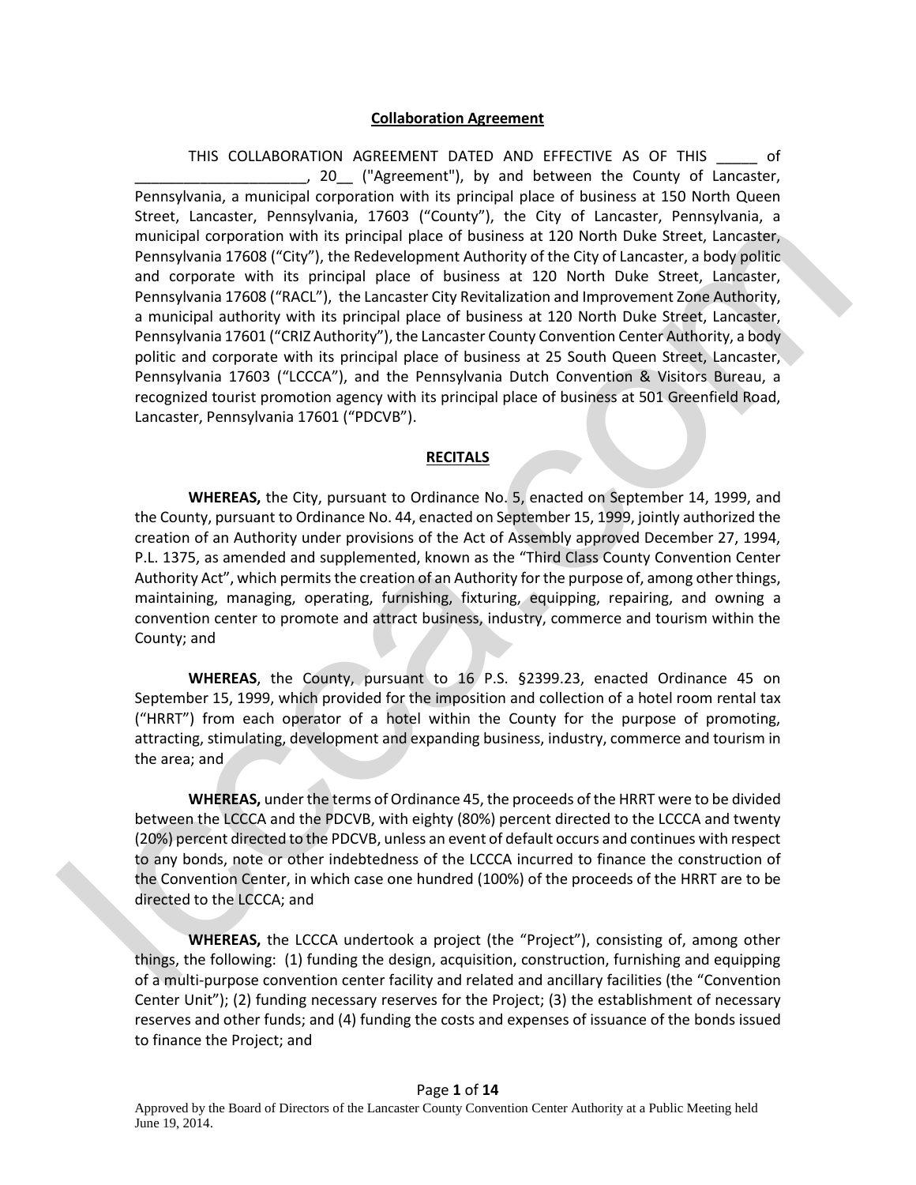## Collaboration Agreement

THIS COLLABORATION AGREEMENT DATED AND EFFECTIVE AS OF THIS _____ of _____________________, 20__ ("Agreement"), by and between the County of Lancaster, Pennsylvania, a municipal corporation with its principal place of business at 150 North Queen Street, Lancaster, Pennsylvania, 17603 ("County"), the City of Lancaster, Pennsylvania, a municipal corporation with its principal place of business at 120 North Duke Street, Lancaster, Pennsylvania 17608 ("City"), the Redevelopment Authority of the City of Lancaster, a body politic and corporate with its principal place of business at 120 North Duke Street, Lancaster, Pennsylvania 17608 ("RACL"), the Lancaster City Revitalization and Improvement Zone Authority, a municipal authority with its principal place of business at 120 North Duke Street, Lancaster, Pennsylvania 17601 ("CRIZ Authority"), the Lancaster County Convention Center Authority, a body politic and corporate with its principal place of business at 25 South Queen Street, Lancaster, Pennsylvania 17603 ("LCCCA"), and the Pennsylvania Dutch Convention & Visitors Bureau, a recognized tourist promotion agency with its principal place of business at 501 Greenfield Road, Lancaster, Pennsylvania 17601 ("PDCVB").

## RECITALS

**WHEREAS,** the City, pursuant to Ordinance No. 5, enacted on September 14, 1999, and the County, pursuant to Ordinance No. 44, enacted on September 15, 1999, jointly authorized the creation of an Authority under provisions of the Act of Assembly approved December 27, 1994, P.L. 1375, as amended and supplemented, known as the "Third Class County Convention Center Authority Act", which permits the creation of an Authority for the purpose of, among other things, maintaining, managing, operating, furnishing, fixturing, equipping, repairing, and owning a convention center to promote and attract business, industry, commerce and tourism within the County; and

**WHEREAS**, the County, pursuant to 16 P.S. §2399.23, enacted Ordinance 45 on September 15, 1999, which provided for the imposition and collection of a hotel room rental tax ("HRRT") from each operator of a hotel within the County for the purpose of promoting, attracting, stimulating, development and expanding business, industry, commerce and tourism in the area; and

**WHEREAS,** under the terms of Ordinance 45, the proceeds of the HRRT were to be divided between the LCCCA and the PDCVB, with eighty (80%) percent directed to the LCCCA and twenty (20%) percent directed to the PDCVB, unless an event of default occurs and continues with respect to any bonds, note or other indebtedness of the LCCCA incurred to finance the construction of the Convention Center, in which case one hundred (100%) of the proceeds of the HRRT are to be directed to the LCCCA; and

**WHEREAS,** the LCCCA undertook a project (the "Project"), consisting of, among other things, the following: (1) funding the design, acquisition, construction, furnishing and equipping of a multi-purpose convention center facility and related and ancillary facilities (the "Convention Center Unit"); (2) funding necessary reserves for the Project; (3) the establishment of necessary reserves and other funds; and (4) funding the costs and expenses of issuance of the bonds issued to finance the Project; and

Approved by the Board of Directors of the Lancaster County Convention Center Authority at a Public Meeting held June 19, 2014.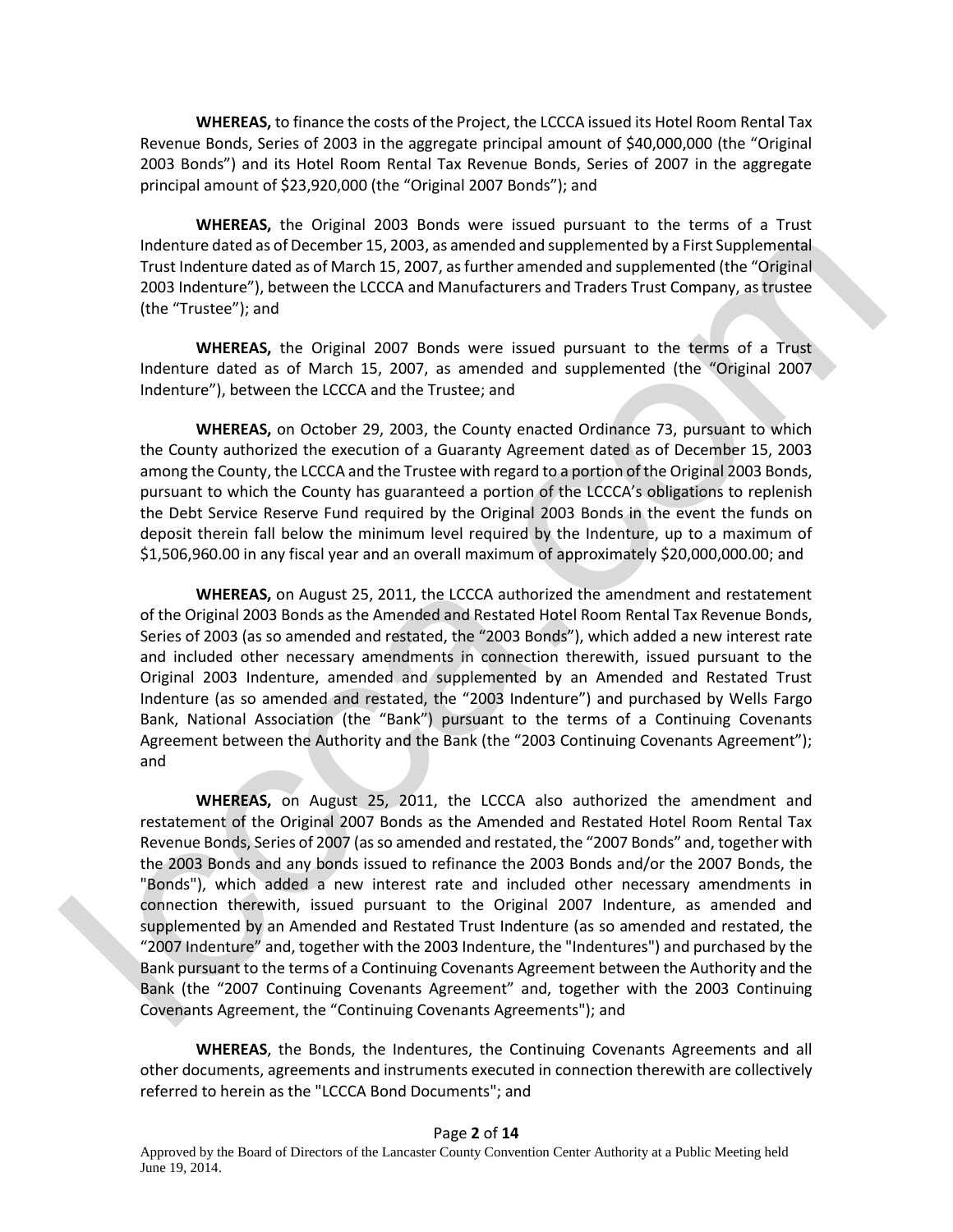**WHEREAS,** to finance the costs of the Project, the LCCCA issued its Hotel Room Rental Tax Revenue Bonds, Series of 2003 in the aggregate principal amount of $40,000,000 (the "Original 2003 Bonds") and its Hotel Room Rental Tax Revenue Bonds, Series of 2007 in the aggregate principal amount of $23,920,000 (the "Original 2007 Bonds"); and

**WHEREAS,** the Original 2003 Bonds were issued pursuant to the terms of a Trust Indenture dated as of December 15, 2003, as amended and supplemented by a First Supplemental Trust Indenture dated as of March 15, 2007, as further amended and supplemented (the "Original 2003 Indenture"), between the LCCCA and Manufacturers and Traders Trust Company, as trustee (the "Trustee"); and

**WHEREAS,** the Original 2007 Bonds were issued pursuant to the terms of a Trust Indenture dated as of March 15, 2007, as amended and supplemented (the "Original 2007 Indenture"), between the LCCCA and the Trustee; and

**WHEREAS,** on October 29, 2003, the County enacted Ordinance 73, pursuant to which the County authorized the execution of a Guaranty Agreement dated as of December 15, 2003 among the County, the LCCCA and the Trustee with regard to a portion of the Original 2003 Bonds, pursuant to which the County has guaranteed a portion of the LCCCA's obligations to replenish the Debt Service Reserve Fund required by the Original 2003 Bonds in the event the funds on deposit therein fall below the minimum level required by the Indenture, up to a maximum of $1,506,960.00 in any fiscal year and an overall maximum of approximately $20,000,000.00; and

**WHEREAS,** on August 25, 2011, the LCCCA authorized the amendment and restatement of the Original 2003 Bonds as the Amended and Restated Hotel Room Rental Tax Revenue Bonds, Series of 2003 (as so amended and restated, the "2003 Bonds"), which added a new interest rate and included other necessary amendments in connection therewith, issued pursuant to the Original 2003 Indenture, amended and supplemented by an Amended and Restated Trust Indenture (as so amended and restated, the "2003 Indenture") and purchased by Wells Fargo Bank, National Association (the "Bank") pursuant to the terms of a Continuing Covenants Agreement between the Authority and the Bank (the "2003 Continuing Covenants Agreement"); and

**WHEREAS,** on August 25, 2011, the LCCCA also authorized the amendment and restatement of the Original 2007 Bonds as the Amended and Restated Hotel Room Rental Tax Revenue Bonds, Series of 2007 (as so amended and restated, the "2007 Bonds" and, together with the 2003 Bonds and any bonds issued to refinance the 2003 Bonds and/or the 2007 Bonds, the "Bonds"), which added a new interest rate and included other necessary amendments in connection therewith, issued pursuant to the Original 2007 Indenture, as amended and supplemented by an Amended and Restated Trust Indenture (as so amended and restated, the "2007 Indenture" and, together with the 2003 Indenture, the "Indentures") and purchased by the Bank pursuant to the terms of a Continuing Covenants Agreement between the Authority and the Bank (the "2007 Continuing Covenants Agreement" and, together with the 2003 Continuing Covenants Agreement, the "Continuing Covenants Agreements"); and

**WHEREAS**, the Bonds, the Indentures, the Continuing Covenants Agreements and all other documents, agreements and instruments executed in connection therewith are collectively referred to herein as the "LCCCA Bond Documents"; and

Approved by the Board of Directors of the Lancaster County Convention Center Authority at a Public Meeting held June 19, 2014.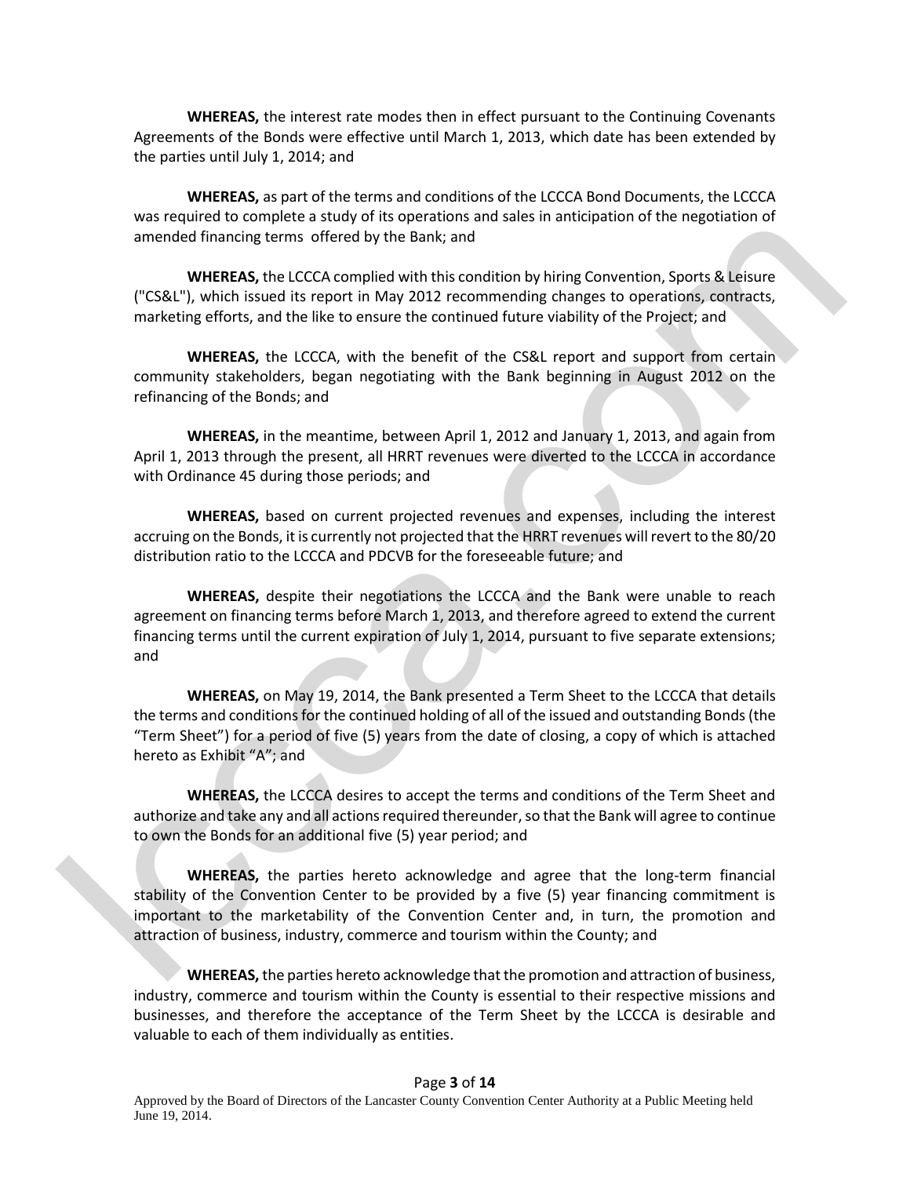**WHEREAS,** the interest rate modes then in effect pursuant to the Continuing Covenants Agreements of the Bonds were effective until March 1, 2013, which date has been extended by the parties until July 1, 2014; and

**WHEREAS,** as part of the terms and conditions of the LCCCA Bond Documents, the LCCCA was required to complete a study of its operations and sales in anticipation of the negotiation of amended financing terms offered by the Bank; and

**WHEREAS,** the LCCCA complied with this condition by hiring Convention, Sports & Leisure ("CS&L"), which issued its report in May 2012 recommending changes to operations, contracts, marketing efforts, and the like to ensure the continued future viability of the Project; and

**WHEREAS,** the LCCCA, with the benefit of the CS&L report and support from certain community stakeholders, began negotiating with the Bank beginning in August 2012 on the refinancing of the Bonds; and

**WHEREAS,** in the meantime, between April 1, 2012 and January 1, 2013, and again from April 1, 2013 through the present, all HRRT revenues were diverted to the LCCCA in accordance with Ordinance 45 during those periods; and

**WHEREAS,** based on current projected revenues and expenses, including the interest accruing on the Bonds, it is currently not projected that the HRRT revenues will revert to the 80/20 distribution ratio to the LCCCA and PDCVB for the foreseeable future; and

**WHEREAS,** despite their negotiations the LCCCA and the Bank were unable to reach agreement on financing terms before March 1, 2013, and therefore agreed to extend the current financing terms until the current expiration of July 1, 2014, pursuant to five separate extensions; and

**WHEREAS,** on May 19, 2014, the Bank presented a Term Sheet to the LCCCA that details the terms and conditions for the continued holding of all of the issued and outstanding Bonds (the "Term Sheet") for a period of five (5) years from the date of closing, a copy of which is attached hereto as Exhibit "A"; and

**WHEREAS,** the LCCCA desires to accept the terms and conditions of the Term Sheet and authorize and take any and all actions required thereunder, so that the Bank will agree to continue to own the Bonds for an additional five (5) year period; and

**WHEREAS,** the parties hereto acknowledge and agree that the long-term financial stability of the Convention Center to be provided by a five (5) year financing commitment is important to the marketability of the Convention Center and, in turn, the promotion and attraction of business, industry, commerce and tourism within the County; and

**WHEREAS,** the parties hereto acknowledge that the promotion and attraction of business, industry, commerce and tourism within the County is essential to their respective missions and businesses, and therefore the acceptance of the Term Sheet by the LCCCA is desirable and valuable to each of them individually as entities.

Approved by the Board of Directors of the Lancaster County Convention Center Authority at a Public Meeting held June 19, 2014.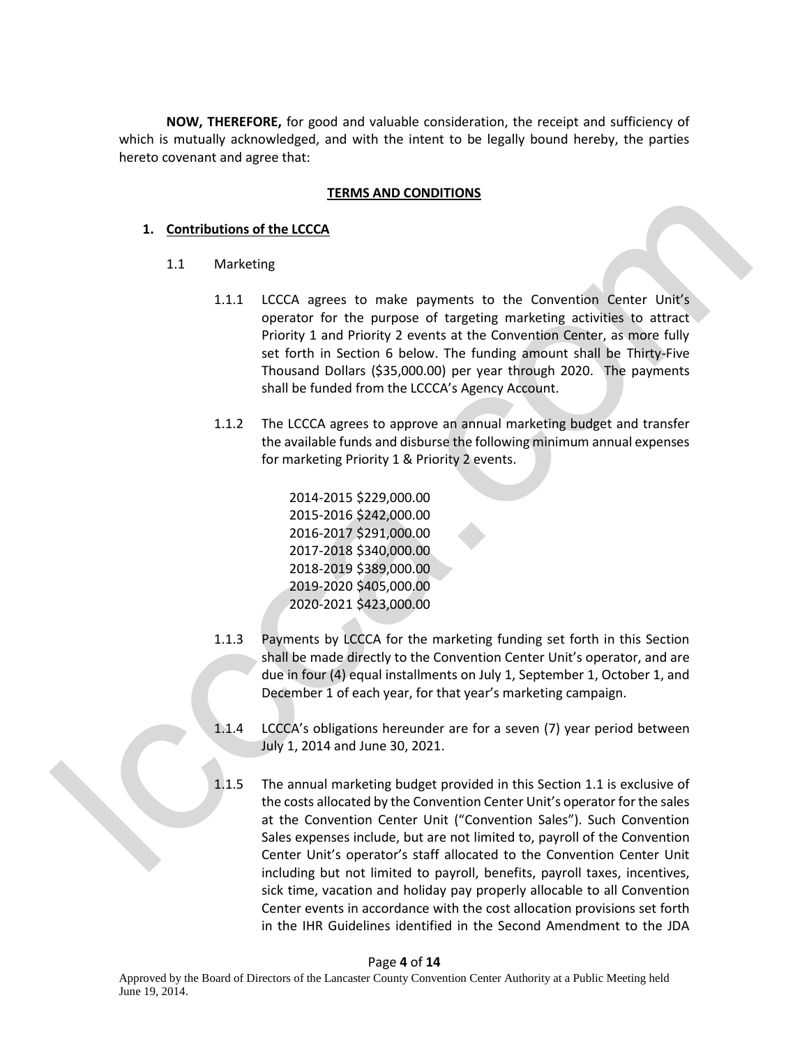**NOW, THEREFORE,** for good and valuable consideration, the receipt and sufficiency of which is mutually acknowledged, and with the intent to be legally bound hereby, the parties hereto covenant and agree that:

## TERMS AND CONDITIONS

### 1. Contributions of the LCCCA

1.1 Marketing

1.1.1 LCCCA agrees to make payments to the Convention Center Unit's operator for the purpose of targeting marketing activities to attract Priority 1 and Priority 2 events at the Convention Center, as more fully set forth in Section 6 below. The funding amount shall be Thirty-Five Thousand Dollars ($35,000.00) per year through 2020. The payments shall be funded from the LCCCA's Agency Account.

1.1.2 The LCCCA agrees to approve an annual marketing budget and transfer the available funds and disburse the following minimum annual expenses for marketing Priority 1 & Priority 2 events.

2014-2015 $229,000.00
2015-2016 $242,000.00
2016-2017 $291,000.00
2017-2018 $340,000.00
2018-2019 $389,000.00
2019-2020 $405,000.00
2020-2021 $423,000.00

1.1.3 Payments by LCCCA for the marketing funding set forth in this Section shall be made directly to the Convention Center Unit's operator, and are due in four (4) equal installments on July 1, September 1, October 1, and December 1 of each year, for that year's marketing campaign.

1.1.4 LCCCA's obligations hereunder are for a seven (7) year period between July 1, 2014 and June 30, 2021.

1.1.5 The annual marketing budget provided in this Section 1.1 is exclusive of the costs allocated by the Convention Center Unit's operator for the sales at the Convention Center Unit ("Convention Sales"). Such Convention Sales expenses include, but are not limited to, payroll of the Convention Center Unit's operator's staff allocated to the Convention Center Unit including but not limited to payroll, benefits, payroll taxes, incentives, sick time, vacation and holiday pay properly allocable to all Convention Center events in accordance with the cost allocation provisions set forth in the IHR Guidelines identified in the Second Amendment to the JDA

Approved by the Board of Directors of the Lancaster County Convention Center Authority at a Public Meeting held June 19, 2014.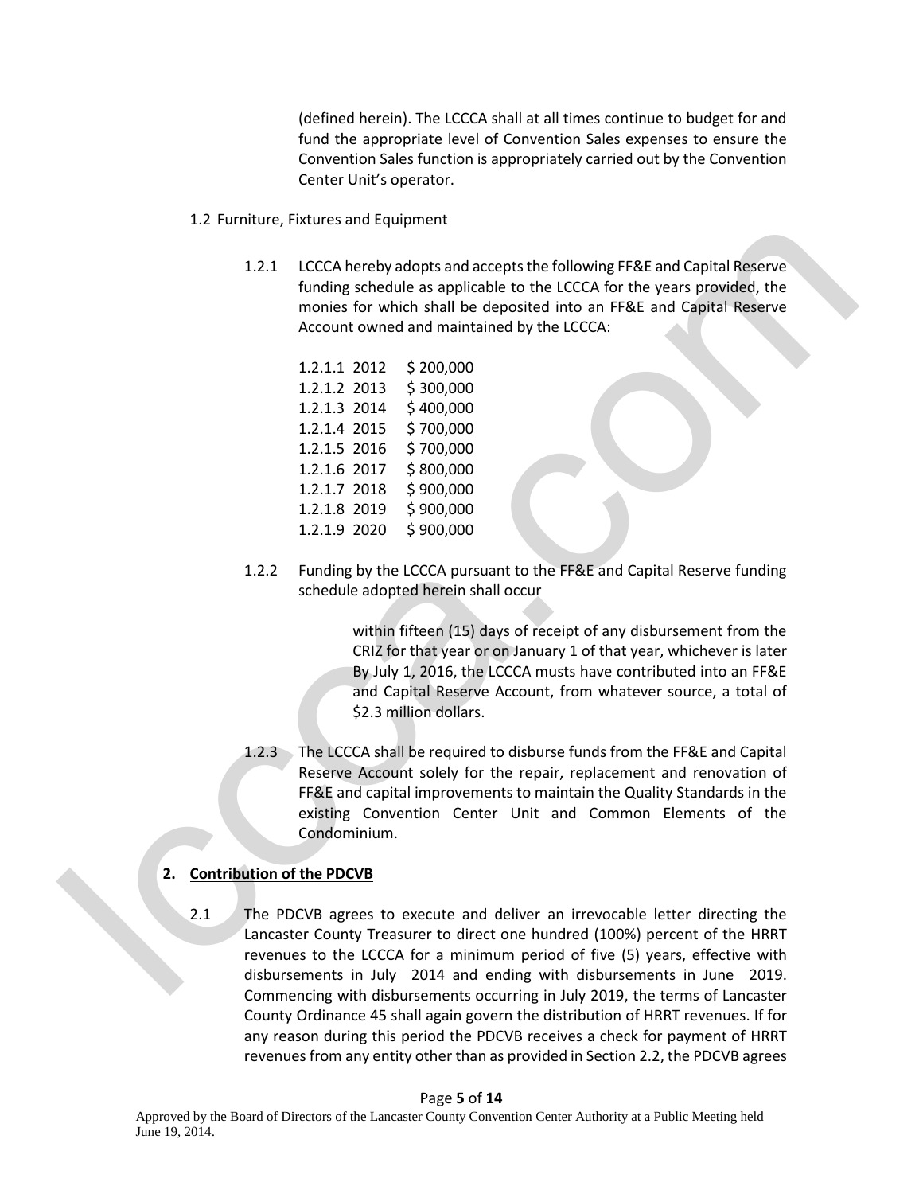(defined herein). The LCCCA shall at all times continue to budget for and fund the appropriate level of Convention Sales expenses to ensure the Convention Sales function is appropriately carried out by the Convention Center Unit's operator.

1.2 Furniture, Fixtures and Equipment

1.2.1 LCCCA hereby adopts and accepts the following FF&E and Capital Reserve funding schedule as applicable to the LCCCA for the years provided, the monies for which shall be deposited into an FF&E and Capital Reserve Account owned and maintained by the LCCCA:

1.2.1.1 2012 $ 200,000
1.2.1.2 2013 $ 300,000
1.2.1.3 2014 $ 400,000
1.2.1.4 2015 $ 700,000
1.2.1.5 2016 $ 700,000
1.2.1.6 2017 $ 800,000
1.2.1.7 2018 $ 900,000
1.2.1.8 2019 $ 900,000
1.2.1.9 2020 $ 900,000

1.2.2 Funding by the LCCCA pursuant to the FF&E and Capital Reserve funding schedule adopted herein shall occur

within fifteen (15) days of receipt of any disbursement from the CRIZ for that year or on January 1 of that year, whichever is later By July 1, 2016, the LCCCA musts have contributed into an FF&E and Capital Reserve Account, from whatever source, a total of $2.3 million dollars.

1.2.3 The LCCCA shall be required to disburse funds from the FF&E and Capital Reserve Account solely for the repair, replacement and renovation of FF&E and capital improvements to maintain the Quality Standards in the existing Convention Center Unit and Common Elements of the Condominium.

## 2. Contribution of the PDCVB

2.1 The PDCVB agrees to execute and deliver an irrevocable letter directing the Lancaster County Treasurer to direct one hundred (100%) percent of the HRRT revenues to the LCCCA for a minimum period of five (5) years, effective with disbursements in July 2014 and ending with disbursements in June 2019. Commencing with disbursements occurring in July 2019, the terms of Lancaster County Ordinance 45 shall again govern the distribution of HRRT revenues. If for any reason during this period the PDCVB receives a check for payment of HRRT revenues from any entity other than as provided in Section 2.2, the PDCVB agrees

Approved by the Board of Directors of the Lancaster County Convention Center Authority at a Public Meeting held June 19, 2014.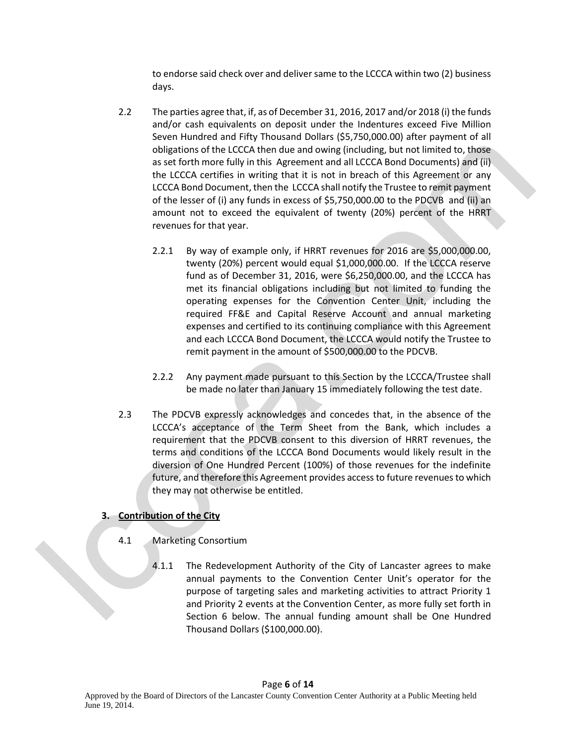to endorse said check over and deliver same to the LCCCA within two (2) business days.

2.2 The parties agree that, if, as of December 31, 2016, 2017 and/or 2018 (i) the funds and/or cash equivalents on deposit under the Indentures exceed Five Million Seven Hundred and Fifty Thousand Dollars ($5,750,000.00) after payment of all obligations of the LCCCA then due and owing (including, but not limited to, those as set forth more fully in this Agreement and all LCCCA Bond Documents) and (ii) the LCCCA certifies in writing that it is not in breach of this Agreement or any LCCCA Bond Document, then the LCCCA shall notify the Trustee to remit payment of the lesser of (i) any funds in excess of $5,750,000.00 to the PDCVB and (ii) an amount not to exceed the equivalent of twenty (20%) percent of the HRRT revenues for that year.

2.2.1 By way of example only, if HRRT revenues for 2016 are $5,000,000.00, twenty (20%) percent would equal $1,000,000.00. If the LCCCA reserve fund as of December 31, 2016, were $6,250,000.00, and the LCCCA has met its financial obligations including but not limited to funding the operating expenses for the Convention Center Unit, including the required FF&E and Capital Reserve Account and annual marketing expenses and certified to its continuing compliance with this Agreement and each LCCCA Bond Document, the LCCCA would notify the Trustee to remit payment in the amount of $500,000.00 to the PDCVB.

2.2.2 Any payment made pursuant to this Section by the LCCCA/Trustee shall be made no later than January 15 immediately following the test date.

2.3 The PDCVB expressly acknowledges and concedes that, in the absence of the LCCCA's acceptance of the Term Sheet from the Bank, which includes a requirement that the PDCVB consent to this diversion of HRRT revenues, the terms and conditions of the LCCCA Bond Documents would likely result in the diversion of One Hundred Percent (100%) of those revenues for the indefinite future, and therefore this Agreement provides access to future revenues to which they may not otherwise be entitled.

## 3. <u>Contribution of the City</u>

4.1 Marketing Consortium

4.1.1 The Redevelopment Authority of the City of Lancaster agrees to make annual payments to the Convention Center Unit's operator for the purpose of targeting sales and marketing activities to attract Priority 1 and Priority 2 events at the Convention Center, as more fully set forth in Section 6 below. The annual funding amount shall be One Hundred Thousand Dollars ($100,000.00).

Approved by the Board of Directors of the Lancaster County Convention Center Authority at a Public Meeting held June 19, 2014.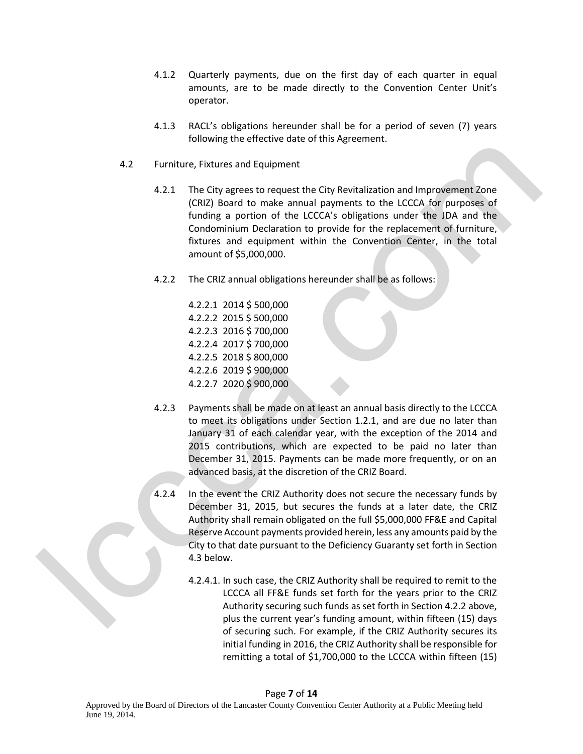4.1.2 Quarterly payments, due on the first day of each quarter in equal amounts, are to be made directly to the Convention Center Unit's operator.

4.1.3 RACL's obligations hereunder shall be for a period of seven (7) years following the effective date of this Agreement.

4.2 Furniture, Fixtures and Equipment

4.2.1 The City agrees to request the City Revitalization and Improvement Zone (CRIZ) Board to make annual payments to the LCCCA for purposes of funding a portion of the LCCCA's obligations under the JDA and the Condominium Declaration to provide for the replacement of furniture, fixtures and equipment within the Convention Center, in the total amount of $5,000,000.

4.2.2 The CRIZ annual obligations hereunder shall be as follows:

4.2.2.1 2014 $ 500,000
4.2.2.2 2015 $ 500,000
4.2.2.3 2016 $ 700,000
4.2.2.4 2017 $ 700,000
4.2.2.5 2018 $ 800,000
4.2.2.6 2019 $ 900,000
4.2.2.7 2020 $ 900,000

4.2.3 Payments shall be made on at least an annual basis directly to the LCCCA to meet its obligations under Section 1.2.1, and are due no later than January 31 of each calendar year, with the exception of the 2014 and 2015 contributions, which are expected to be paid no later than December 31, 2015. Payments can be made more frequently, or on an advanced basis, at the discretion of the CRIZ Board.

4.2.4 In the event the CRIZ Authority does not secure the necessary funds by December 31, 2015, but secures the funds at a later date, the CRIZ Authority shall remain obligated on the full $5,000,000 FF&E and Capital Reserve Account payments provided herein, less any amounts paid by the City to that date pursuant to the Deficiency Guaranty set forth in Section 4.3 below.

4.2.4.1. In such case, the CRIZ Authority shall be required to remit to the LCCCA all FF&E funds set forth for the years prior to the CRIZ Authority securing such funds as set forth in Section 4.2.2 above, plus the current year's funding amount, within fifteen (15) days of securing such. For example, if the CRIZ Authority secures its initial funding in 2016, the CRIZ Authority shall be responsible for remitting a total of $1,700,000 to the LCCCA within fifteen (15)

Approved by the Board of Directors of the Lancaster County Convention Center Authority at a Public Meeting held June 19, 2014.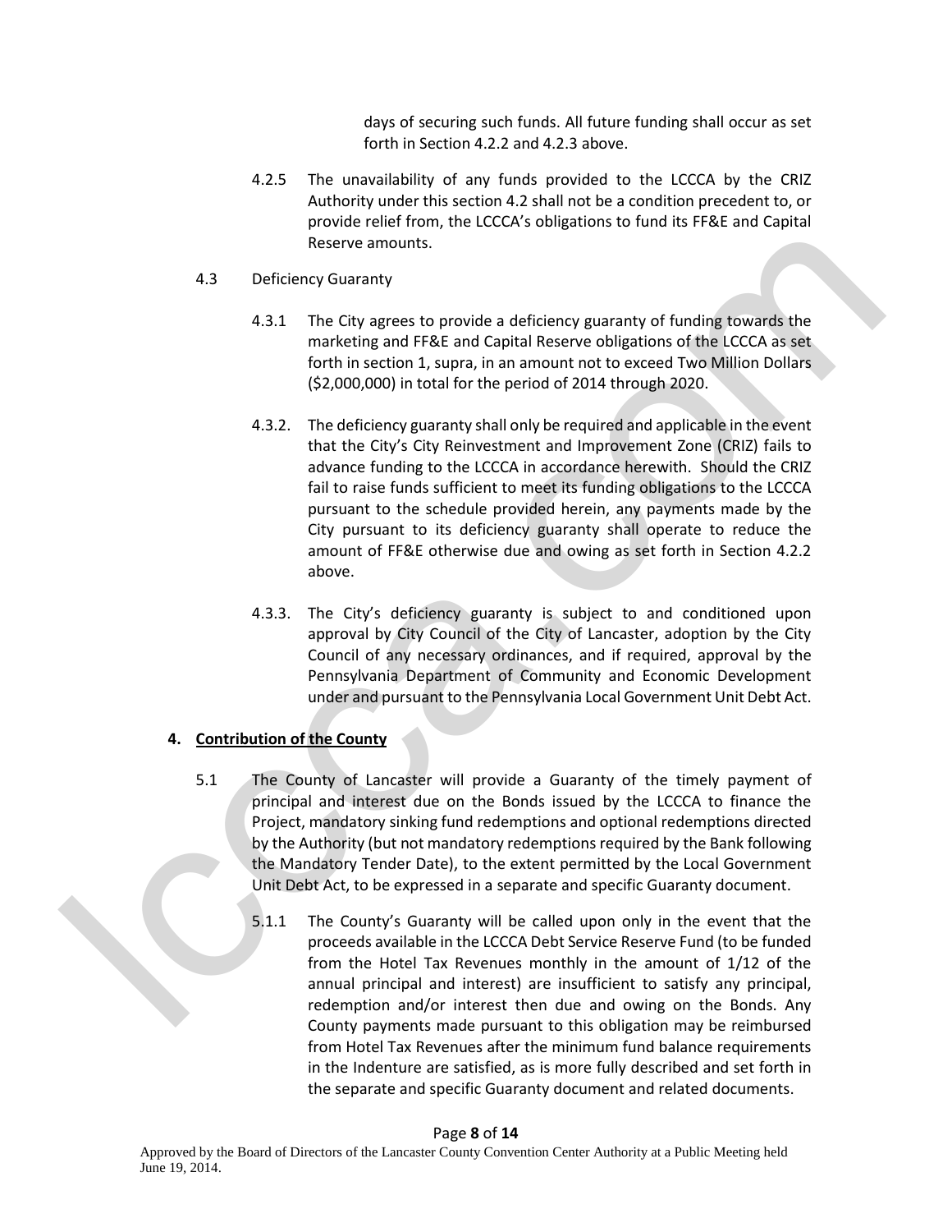days of securing such funds. All future funding shall occur as set forth in Section 4.2.2 and 4.2.3 above.

4.2.5 The unavailability of any funds provided to the LCCCA by the CRIZ Authority under this section 4.2 shall not be a condition precedent to, or provide relief from, the LCCCA's obligations to fund its FF&E and Capital Reserve amounts.

4.3 Deficiency Guaranty

4.3.1 The City agrees to provide a deficiency guaranty of funding towards the marketing and FF&E and Capital Reserve obligations of the LCCCA as set forth in section 1, supra, in an amount not to exceed Two Million Dollars ($2,000,000) in total for the period of 2014 through 2020.

4.3.2. The deficiency guaranty shall only be required and applicable in the event that the City's City Reinvestment and Improvement Zone (CRIZ) fails to advance funding to the LCCCA in accordance herewith. Should the CRIZ fail to raise funds sufficient to meet its funding obligations to the LCCCA pursuant to the schedule provided herein, any payments made by the City pursuant to its deficiency guaranty shall operate to reduce the amount of FF&E otherwise due and owing as set forth in Section 4.2.2 above.

4.3.3. The City's deficiency guaranty is subject to and conditioned upon approval by City Council of the City of Lancaster, adoption by the City Council of any necessary ordinances, and if required, approval by the Pennsylvania Department of Community and Economic Development under and pursuant to the Pennsylvania Local Government Unit Debt Act.

**4. <u>Contribution of the County</u>**

5.1 The County of Lancaster will provide a Guaranty of the timely payment of principal and interest due on the Bonds issued by the LCCCA to finance the Project, mandatory sinking fund redemptions and optional redemptions directed by the Authority (but not mandatory redemptions required by the Bank following the Mandatory Tender Date), to the extent permitted by the Local Government Unit Debt Act, to be expressed in a separate and specific Guaranty document.

5.1.1 The County's Guaranty will be called upon only in the event that the proceeds available in the LCCCA Debt Service Reserve Fund (to be funded from the Hotel Tax Revenues monthly in the amount of 1/12 of the annual principal and interest) are insufficient to satisfy any principal, redemption and/or interest then due and owing on the Bonds. Any County payments made pursuant to this obligation may be reimbursed from Hotel Tax Revenues after the minimum fund balance requirements in the Indenture are satisfied, as is more fully described and set forth in the separate and specific Guaranty document and related documents.

Approved by the Board of Directors of the Lancaster County Convention Center Authority at a Public Meeting held June 19, 2014.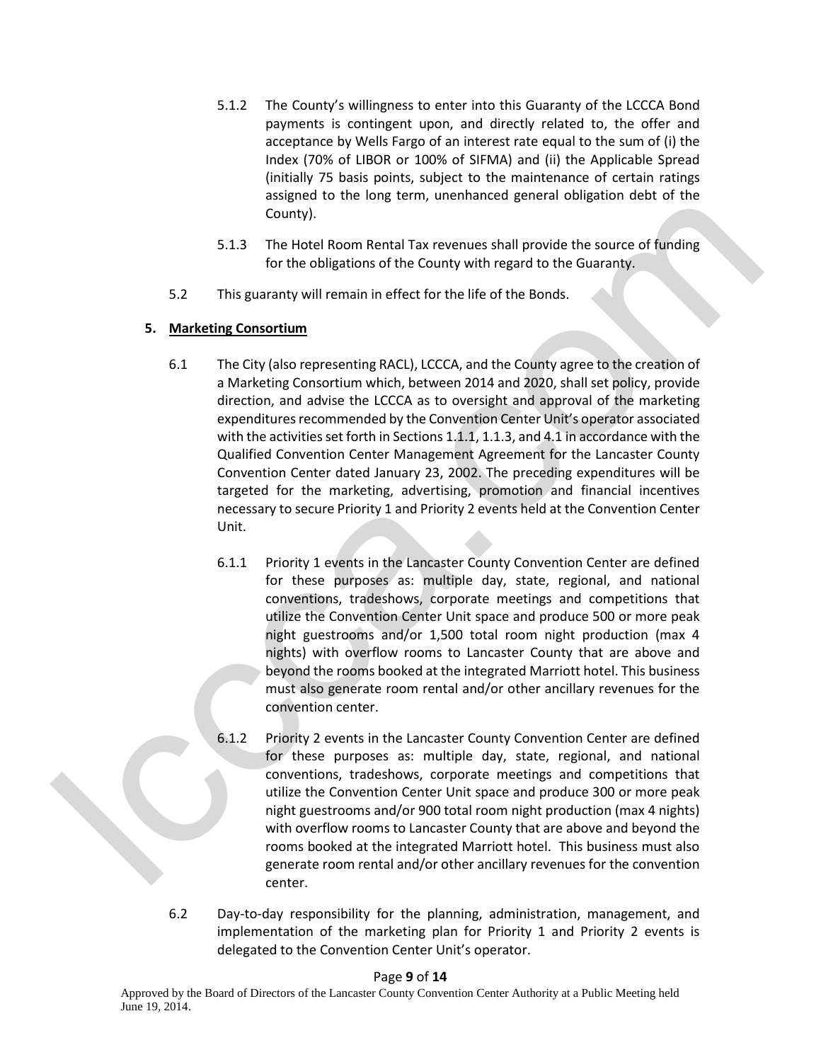5.1.2 The County's willingness to enter into this Guaranty of the LCCCA Bond payments is contingent upon, and directly related to, the offer and acceptance by Wells Fargo of an interest rate equal to the sum of (i) the Index (70% of LIBOR or 100% of SIFMA) and (ii) the Applicable Spread (initially 75 basis points, subject to the maintenance of certain ratings assigned to the long term, unenhanced general obligation debt of the County).

5.1.3 The Hotel Room Rental Tax revenues shall provide the source of funding for the obligations of the County with regard to the Guaranty.

5.2 This guaranty will remain in effect for the life of the Bonds.

**5. Marketing Consortium**

6.1 The City (also representing RACL), LCCCA, and the County agree to the creation of a Marketing Consortium which, between 2014 and 2020, shall set policy, provide direction, and advise the LCCCA as to oversight and approval of the marketing expenditures recommended by the Convention Center Unit's operator associated with the activities set forth in Sections 1.1.1, 1.1.3, and 4.1 in accordance with the Qualified Convention Center Management Agreement for the Lancaster County Convention Center dated January 23, 2002. The preceding expenditures will be targeted for the marketing, advertising, promotion and financial incentives necessary to secure Priority 1 and Priority 2 events held at the Convention Center Unit.

6.1.1 Priority 1 events in the Lancaster County Convention Center are defined for these purposes as: multiple day, state, regional, and national conventions, tradeshows, corporate meetings and competitions that utilize the Convention Center Unit space and produce 500 or more peak night guestrooms and/or 1,500 total room night production (max 4 nights) with overflow rooms to Lancaster County that are above and beyond the rooms booked at the integrated Marriott hotel. This business must also generate room rental and/or other ancillary revenues for the convention center.

6.1.2 Priority 2 events in the Lancaster County Convention Center are defined for these purposes as: multiple day, state, regional, and national conventions, tradeshows, corporate meetings and competitions that utilize the Convention Center Unit space and produce 300 or more peak night guestrooms and/or 900 total room night production (max 4 nights) with overflow rooms to Lancaster County that are above and beyond the rooms booked at the integrated Marriott hotel. This business must also generate room rental and/or other ancillary revenues for the convention center.

6.2 Day-to-day responsibility for the planning, administration, management, and implementation of the marketing plan for Priority 1 and Priority 2 events is delegated to the Convention Center Unit's operator.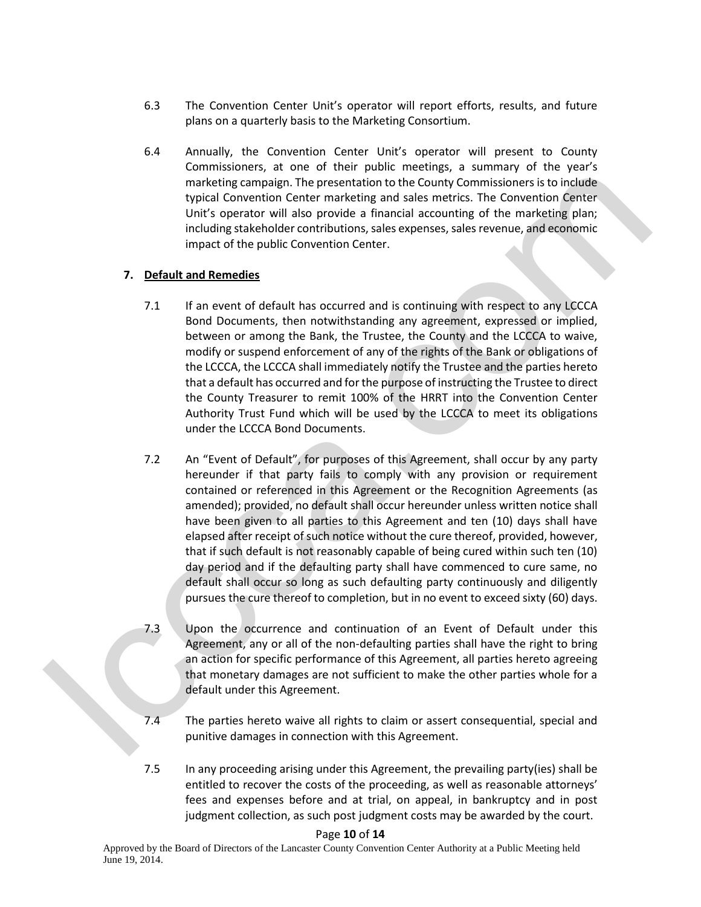6.3 The Convention Center Unit's operator will report efforts, results, and future plans on a quarterly basis to the Marketing Consortium.

6.4 Annually, the Convention Center Unit's operator will present to County Commissioners, at one of their public meetings, a summary of the year's marketing campaign. The presentation to the County Commissioners is to include typical Convention Center marketing and sales metrics. The Convention Center Unit's operator will also provide a financial accounting of the marketing plan; including stakeholder contributions, sales expenses, sales revenue, and economic impact of the public Convention Center.

**7. <u>Default and Remedies</u>**

7.1 If an event of default has occurred and is continuing with respect to any LCCCA Bond Documents, then notwithstanding any agreement, expressed or implied, between or among the Bank, the Trustee, the County and the LCCCA to waive, modify or suspend enforcement of any of the rights of the Bank or obligations of the LCCCA, the LCCCA shall immediately notify the Trustee and the parties hereto that a default has occurred and for the purpose of instructing the Trustee to direct the County Treasurer to remit 100% of the HRRT into the Convention Center Authority Trust Fund which will be used by the LCCCA to meet its obligations under the LCCCA Bond Documents.

7.2 An "Event of Default", for purposes of this Agreement, shall occur by any party hereunder if that party fails to comply with any provision or requirement contained or referenced in this Agreement or the Recognition Agreements (as amended); provided, no default shall occur hereunder unless written notice shall have been given to all parties to this Agreement and ten (10) days shall have elapsed after receipt of such notice without the cure thereof, provided, however, that if such default is not reasonably capable of being cured within such ten (10) day period and if the defaulting party shall have commenced to cure same, no default shall occur so long as such defaulting party continuously and diligently pursues the cure thereof to completion, but in no event to exceed sixty (60) days.

7.3 Upon the occurrence and continuation of an Event of Default under this Agreement, any or all of the non-defaulting parties shall have the right to bring an action for specific performance of this Agreement, all parties hereto agreeing that monetary damages are not sufficient to make the other parties whole for a default under this Agreement.

7.4 The parties hereto waive all rights to claim or assert consequential, special and punitive damages in connection with this Agreement.

7.5 In any proceeding arising under this Agreement, the prevailing party(ies) shall be entitled to recover the costs of the proceeding, as well as reasonable attorneys' fees and expenses before and at trial, on appeal, in bankruptcy and in post judgment collection, as such post judgment costs may be awarded by the court.

Approved by the Board of Directors of the Lancaster County Convention Center Authority at a Public Meeting held June 19, 2014.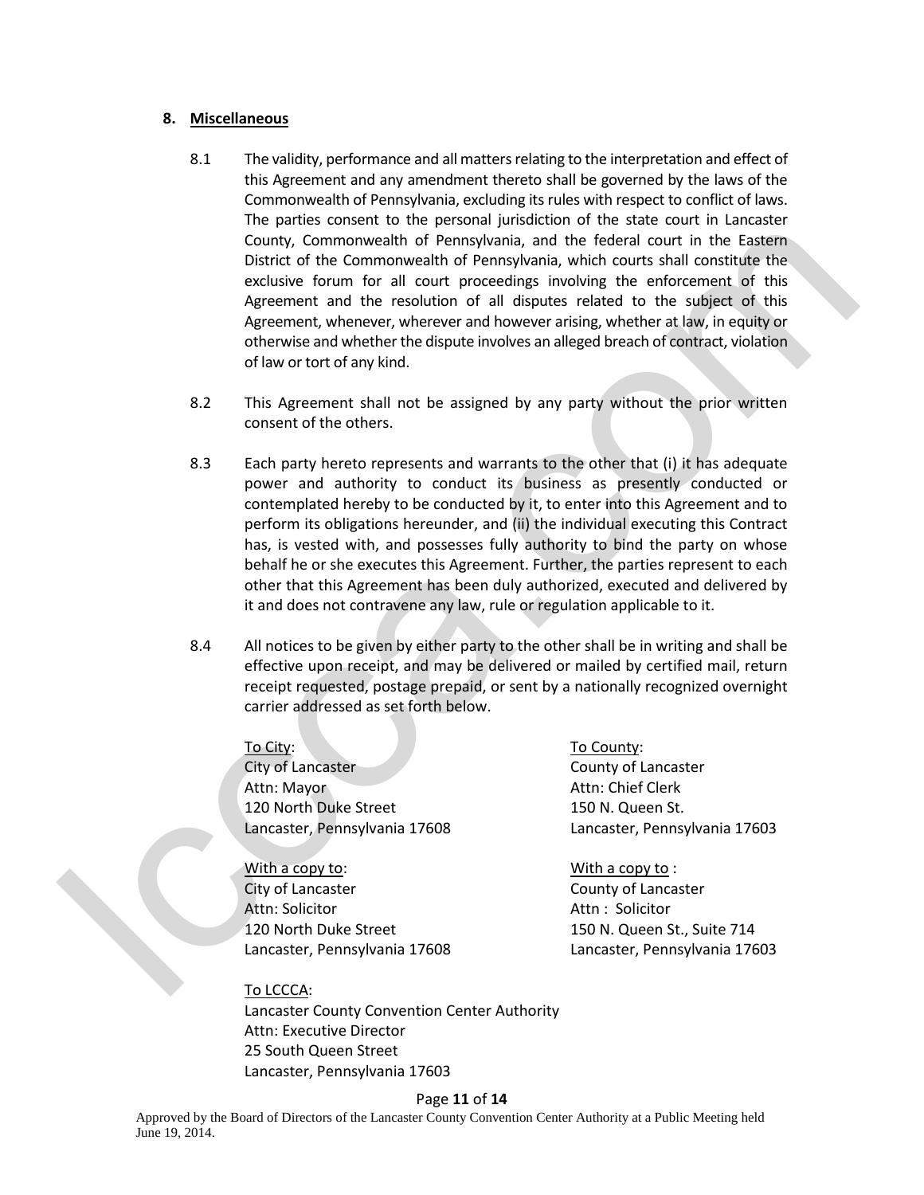## 8. Miscellaneous

8.1 The validity, performance and all matters relating to the interpretation and effect of this Agreement and any amendment thereto shall be governed by the laws of the Commonwealth of Pennsylvania, excluding its rules with respect to conflict of laws. The parties consent to the personal jurisdiction of the state court in Lancaster County, Commonwealth of Pennsylvania, and the federal court in the Eastern District of the Commonwealth of Pennsylvania, which courts shall constitute the exclusive forum for all court proceedings involving the enforcement of this Agreement and the resolution of all disputes related to the subject of this Agreement, whenever, wherever and however arising, whether at law, in equity or otherwise and whether the dispute involves an alleged breach of contract, violation of law or tort of any kind.

8.2 This Agreement shall not be assigned by any party without the prior written consent of the others.

8.3 Each party hereto represents and warrants to the other that (i) it has adequate power and authority to conduct its business as presently conducted or contemplated hereby to be conducted by it, to enter into this Agreement and to perform its obligations hereunder, and (ii) the individual executing this Contract has, is vested with, and possesses fully authority to bind the party on whose behalf he or she executes this Agreement. Further, the parties represent to each other that this Agreement has been duly authorized, executed and delivered by it and does not contravene any law, rule or regulation applicable to it.

8.4 All notices to be given by either party to the other shall be in writing and shall be effective upon receipt, and may be delivered or mailed by certified mail, return receipt requested, postage prepaid, or sent by a nationally recognized overnight carrier addressed as set forth below.

To City:
City of Lancaster
Attn: Mayor
120 North Duke Street
Lancaster, Pennsylvania 17608

With a copy to:
City of Lancaster
Attn: Solicitor
120 North Duke Street
Lancaster, Pennsylvania 17608

To County:
County of Lancaster
Attn: Chief Clerk
150 N. Queen St.
Lancaster, Pennsylvania 17603

With a copy to :
County of Lancaster
Attn : Solicitor
150 N. Queen St., Suite 714
Lancaster, Pennsylvania 17603

To LCCCA:
Lancaster County Convention Center Authority
Attn: Executive Director
25 South Queen Street
Lancaster, Pennsylvania 17603

Approved by the Board of Directors of the Lancaster County Convention Center Authority at a Public Meeting held June 19, 2014.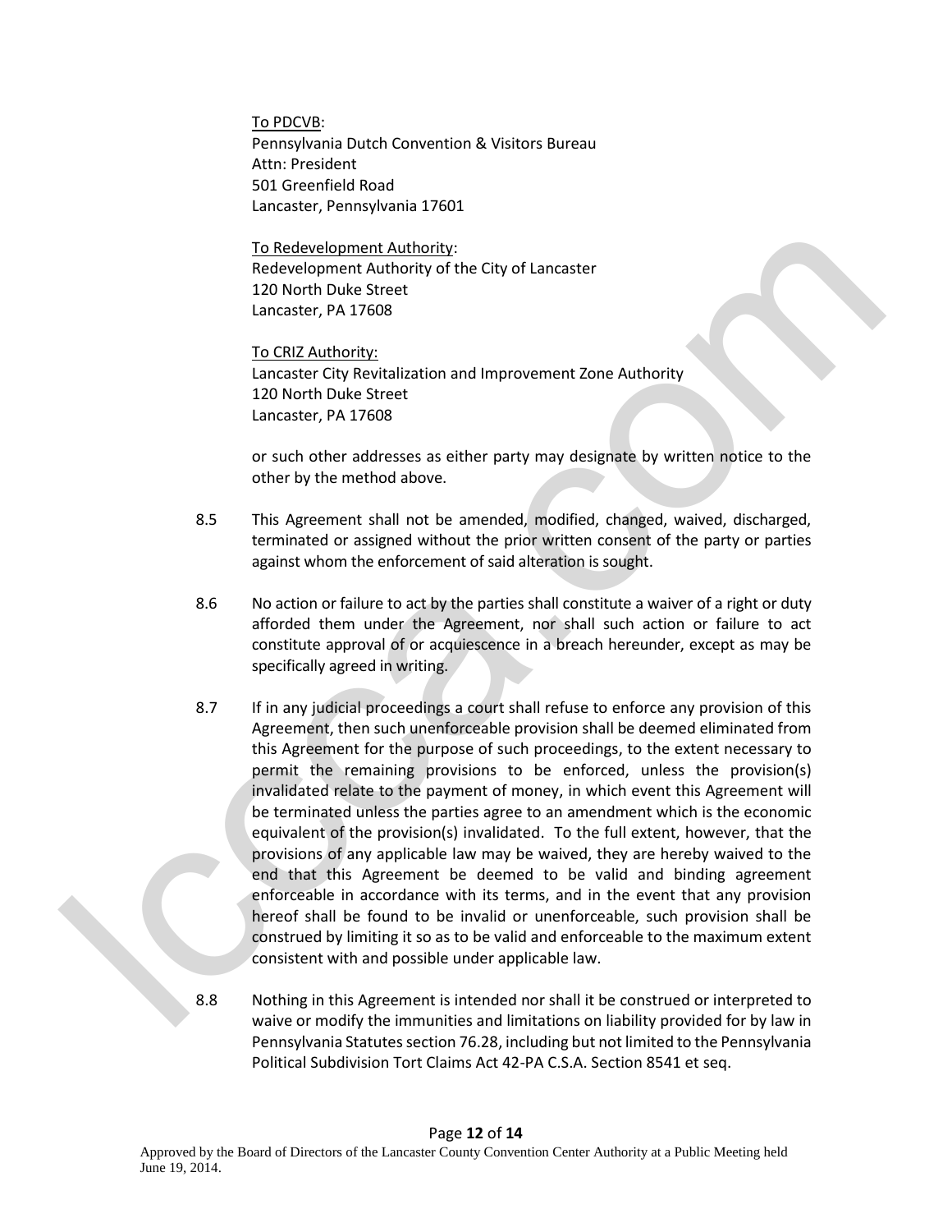<u>To PDCVB</u>:
Pennsylvania Dutch Convention & Visitors Bureau
Attn: President
501 Greenfield Road
Lancaster, Pennsylvania 17601

<u>To Redevelopment Authority</u>:
Redevelopment Authority of the City of Lancaster
120 North Duke Street
Lancaster, PA 17608

<u>To CRIZ Authority:</u>
Lancaster City Revitalization and Improvement Zone Authority
120 North Duke Street
Lancaster, PA 17608

or such other addresses as either party may designate by written notice to the other by the method above.

8.5 This Agreement shall not be amended, modified, changed, waived, discharged, terminated or assigned without the prior written consent of the party or parties against whom the enforcement of said alteration is sought.

8.6 No action or failure to act by the parties shall constitute a waiver of a right or duty afforded them under the Agreement, nor shall such action or failure to act constitute approval of or acquiescence in a breach hereunder, except as may be specifically agreed in writing.

8.7 If in any judicial proceedings a court shall refuse to enforce any provision of this Agreement, then such unenforceable provision shall be deemed eliminated from this Agreement for the purpose of such proceedings, to the extent necessary to permit the remaining provisions to be enforced, unless the provision(s) invalidated relate to the payment of money, in which event this Agreement will be terminated unless the parties agree to an amendment which is the economic equivalent of the provision(s) invalidated. To the full extent, however, that the provisions of any applicable law may be waived, they are hereby waived to the end that this Agreement be deemed to be valid and binding agreement enforceable in accordance with its terms, and in the event that any provision hereof shall be found to be invalid or unenforceable, such provision shall be construed by limiting it so as to be valid and enforceable to the maximum extent consistent with and possible under applicable law.

8.8 Nothing in this Agreement is intended nor shall it be construed or interpreted to waive or modify the immunities and limitations on liability provided for by law in Pennsylvania Statutes section 76.28, including but not limited to the Pennsylvania Political Subdivision Tort Claims Act 42-PA C.S.A. Section 8541 et seq.

Approved by the Board of Directors of the Lancaster County Convention Center Authority at a Public Meeting held June 19, 2014.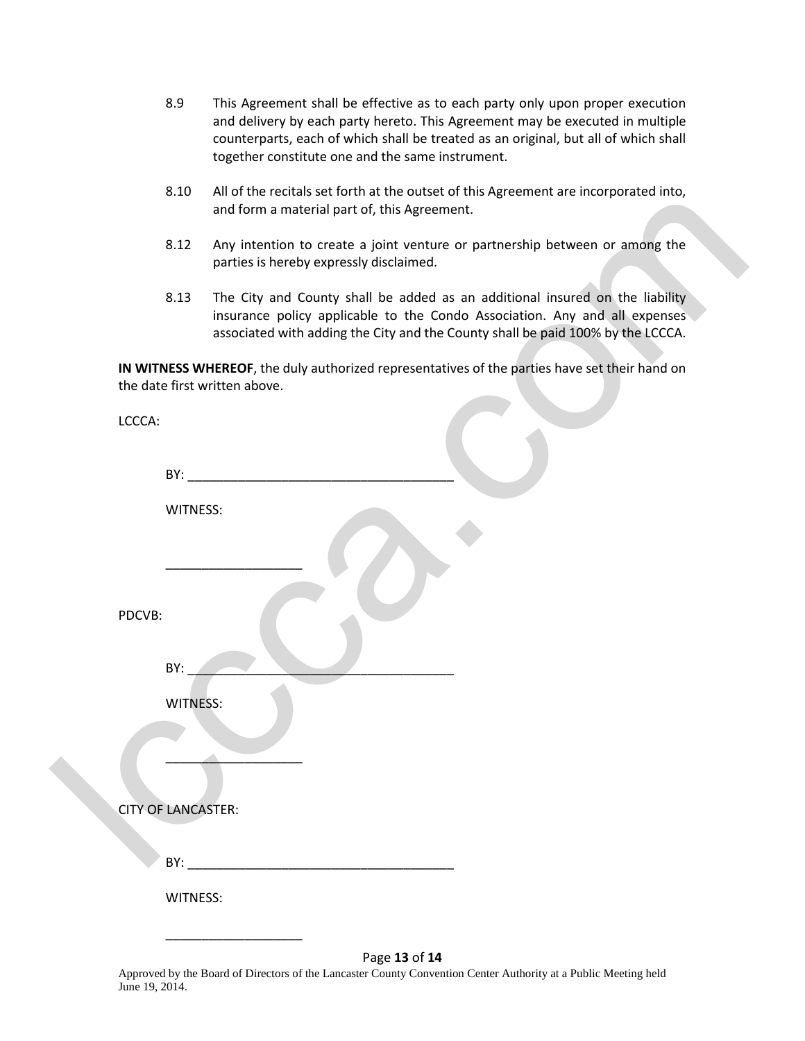8.9 This Agreement shall be effective as to each party only upon proper execution and delivery by each party hereto. This Agreement may be executed in multiple counterparts, each of which shall be treated as an original, but all of which shall together constitute one and the same instrument.

8.10 All of the recitals set forth at the outset of this Agreement are incorporated into, and form a material part of, this Agreement.

8.12 Any intention to create a joint venture or partnership between or among the parties is hereby expressly disclaimed.

8.13 The City and County shall be added as an additional insured on the liability insurance policy applicable to the Condo Association. Any and all expenses associated with adding the City and the County shall be paid 100% by the LCCCA.

**IN WITNESS WHEREOF**, the duly authorized representatives of the parties have set their hand on the date first written above.

LCCCA:

BY: ______________________________________

WITNESS:

___________________

PDCVB:

BY: ______________________________________

WITNESS:

___________________

CITY OF LANCASTER:

BY: ______________________________________

WITNESS:

___________________

Approved by the Board of Directors of the Lancaster County Convention Center Authority at a Public Meeting held June 19, 2014.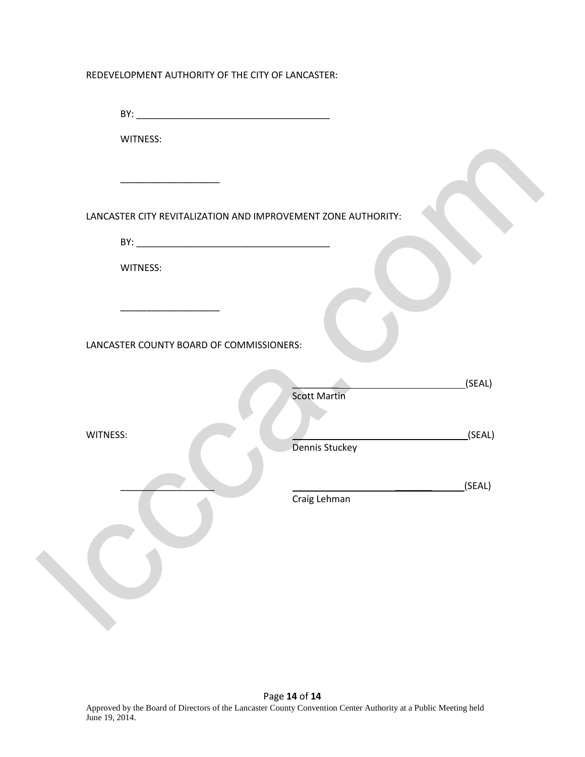REDEVELOPMENT AUTHORITY OF THE CITY OF LANCASTER:

BY: ______________________________________

WITNESS:

___________________

LANCASTER CITY REVITALIZATION AND IMPROVEMENT ZONE AUTHORITY:

BY: ______________________________________

WITNESS:

___________________

LANCASTER COUNTY BOARD OF COMMISSIONERS:

_________________________________(SEAL)
Scott Martin

WITNESS:

_________________________________(SEAL)
Dennis Stuckey

___________________

_________________________________(SEAL)
Craig Lehman

Approved by the Board of Directors of the Lancaster County Convention Center Authority at a Public Meeting held June 19, 2014.